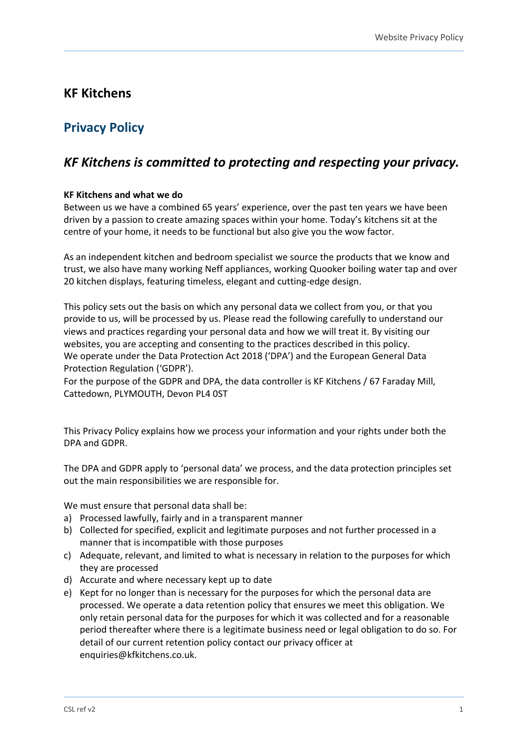# KF Kitchens

## Privacy Policy

### *KF Kitchens is committed to protecting and respecting your privacy.*

**KF Kitchens and what we do**

Between us we have a combined 65 years' experience, over the past ten years we have been driven by a passion to create amazing spaces within your home. Today's kitchens sit at the centre of your home, it needs to be functional but also give you the wow factor.

As an independent kitchen and bedroom specialist we source the products that we know and trust, we also have many working Neff appliances, working Quooker boiling water tap and over 20 kitchen displays, featuring timeless, elegant and cutting-edge design.

This policy sets out the basis on which any personal data we collect from you, or that you provide to us, will be processed by us. Please read the following carefully to understand our views and practices regarding your personal data and how we will treat it. By visiting our websites, you are accepting and consenting to the practices described in this policy.
We operate under the Data Protection Act 2018 ('DPA') and the European General Data Protection Regulation ('GDPR').
For the purpose of the GDPR and DPA, the data controller is KF Kitchens / 67 Faraday Mill, Cattedown, PLYMOUTH, Devon PL4 0ST

This Privacy Policy explains how we process your information and your rights under both the DPA and GDPR.

The DPA and GDPR apply to 'personal data' we process, and the data protection principles set out the main responsibilities we are responsible for.

We must ensure that personal data shall be:

a) Processed lawfully, fairly and in a transparent manner
b) Collected for specified, explicit and legitimate purposes and not further processed in a manner that is incompatible with those purposes
c) Adequate, relevant, and limited to what is necessary in relation to the purposes for which they are processed
d) Accurate and where necessary kept up to date
e) Kept for no longer than is necessary for the purposes for which the personal data are processed. We operate a data retention policy that ensures we meet this obligation. We only retain personal data for the purposes for which it was collected and for a reasonable period thereafter where there is a legitimate business need or legal obligation to do so. For detail of our current retention policy contact our privacy officer at enquiries@kfkitchens.co.uk.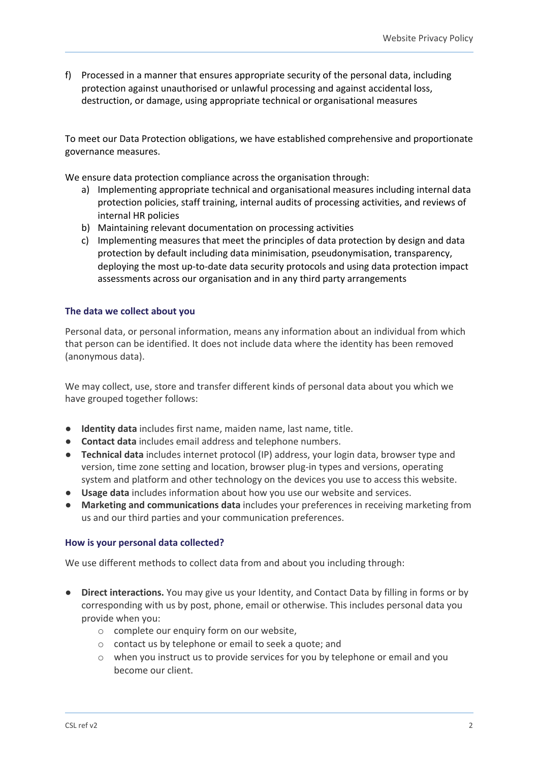f) Processed in a manner that ensures appropriate security of the personal data, including protection against unauthorised or unlawful processing and against accidental loss, destruction, or damage, using appropriate technical or organisational measures

To meet our Data Protection obligations, we have established comprehensive and proportionate governance measures.

We ensure data protection compliance across the organisation through:

a) Implementing appropriate technical and organisational measures including internal data protection policies, staff training, internal audits of processing activities, and reviews of internal HR policies
b) Maintaining relevant documentation on processing activities
c) Implementing measures that meet the principles of data protection by design and data protection by default including data minimisation, pseudonymisation, transparency, deploying the most up-to-date data security protocols and using data protection impact assessments across our organisation and in any third party arrangements

### The data we collect about you

Personal data, or personal information, means any information about an individual from which that person can be identified. It does not include data where the identity has been removed (anonymous data).

We may collect, use, store and transfer different kinds of personal data about you which we have grouped together follows:

- **Identity data** includes first name, maiden name, last name, title.
- **Contact data** includes email address and telephone numbers.
- **Technical data** includes internet protocol (IP) address, your login data, browser type and version, time zone setting and location, browser plug-in types and versions, operating system and platform and other technology on the devices you use to access this website.
- **Usage data** includes information about how you use our website and services.
- **Marketing and communications data** includes your preferences in receiving marketing from us and our third parties and your communication preferences.

### How is your personal data collected?

We use different methods to collect data from and about you including through:

- **Direct interactions.** You may give us your Identity, and Contact Data by filling in forms or by corresponding with us by post, phone, email or otherwise. This includes personal data you provide when you:
    - complete our enquiry form on our website,
    - contact us by telephone or email to seek a quote; and
    - when you instruct us to provide services for you by telephone or email and you become our client.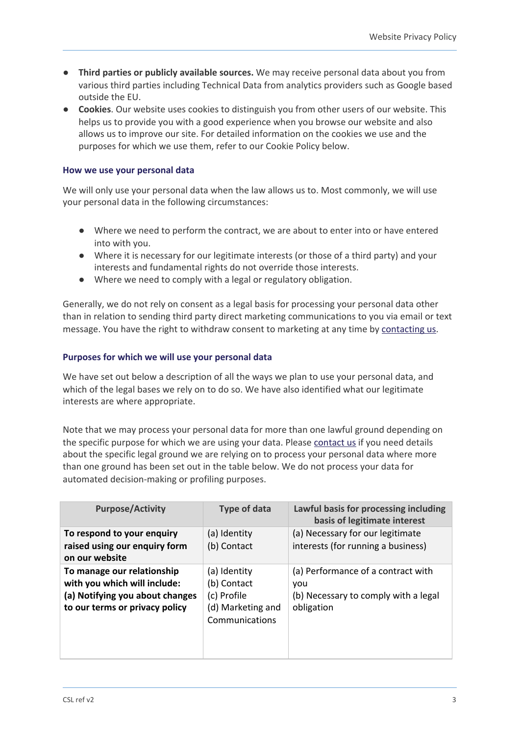- **Third parties or publicly available sources.** We may receive personal data about you from various third parties including Technical Data from analytics providers such as Google based outside the EU.
- **Cookies**. Our website uses cookies to distinguish you from other users of our website. This helps us to provide you with a good experience when you browse our website and also allows us to improve our site. For detailed information on the cookies we use and the purposes for which we use them, refer to our Cookie Policy below.

### How we use your personal data

We will only use your personal data when the law allows us to. Most commonly, we will use your personal data in the following circumstances:

- Where we need to perform the contract, we are about to enter into or have entered into with you.
- Where it is necessary for our legitimate interests (or those of a third party) and your interests and fundamental rights do not override those interests.
- Where we need to comply with a legal or regulatory obligation.

Generally, we do not rely on consent as a legal basis for processing your personal data other than in relation to sending third party direct marketing communications to you via email or text message. You have the right to withdraw consent to marketing at any time by contacting us.

### Purposes for which we will use your personal data

We have set out below a description of all the ways we plan to use your personal data, and which of the legal bases we rely on to do so. We have also identified what our legitimate interests are where appropriate.

Note that we may process your personal data for more than one lawful ground depending on the specific purpose for which we are using your data. Please contact us if you need details about the specific legal ground we are relying on to process your personal data where more than one ground has been set out in the table below. We do not process your data for automated decision-making or profiling purposes.

| Purpose/Activity | Type of data | Lawful basis for processing including basis of legitimate interest |
|---|---|---|
| **To respond to your enquiry raised using our enquiry form on our website** | (a) Identity<br>(b) Contact | (a) Necessary for our legitimate interests (for running a business) |
| **To manage our relationship with you which will include:**<br>**(a) Notifying you about changes to our terms or privacy policy** | (a) Identity<br>(b) Contact<br>(c) Profile<br>(d) Marketing and Communications | (a) Performance of a contract with you<br>(b) Necessary to comply with a legal obligation |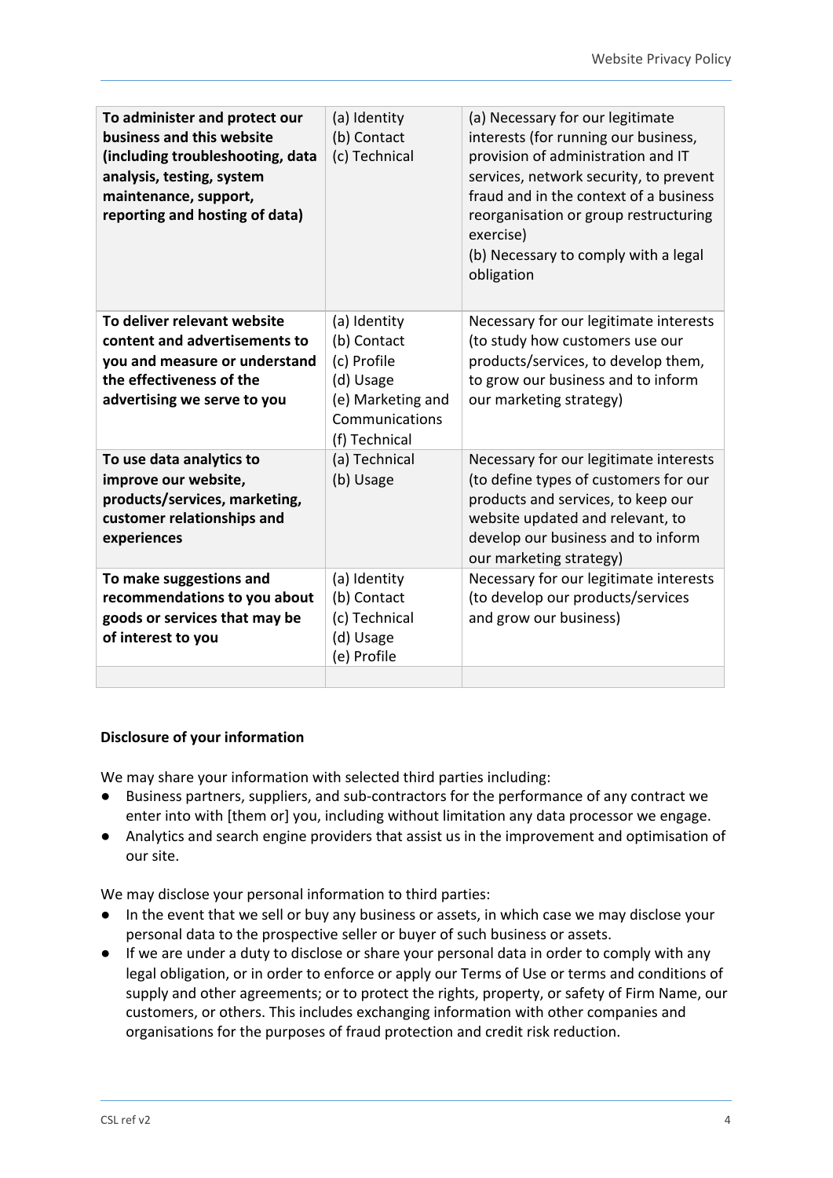| | | |
|---|---|---|
| **To administer and protect our business and this website (including troubleshooting, data analysis, testing, system maintenance, support, reporting and hosting of data)** | (a) Identity<br>(b) Contact<br>(c) Technical | (a) Necessary for our legitimate interests (for running our business, provision of administration and IT services, network security, to prevent fraud and in the context of a business reorganisation or group restructuring exercise)<br>(b) Necessary to comply with a legal obligation |
| **To deliver relevant website content and advertisements to you and measure or understand the effectiveness of the advertising we serve to you** | (a) Identity<br>(b) Contact<br>(c) Profile<br>(d) Usage<br>(e) Marketing and Communications<br>(f) Technical | Necessary for our legitimate interests (to study how customers use our products/services, to develop them, to grow our business and to inform our marketing strategy) |
| **To use data analytics to improve our website, products/services, marketing, customer relationships and experiences** | (a) Technical<br>(b) Usage | Necessary for our legitimate interests (to define types of customers for our products and services, to keep our website updated and relevant, to develop our business and to inform our marketing strategy) |
| **To make suggestions and recommendations to you about goods or services that may be of interest to you** | (a) Identity<br>(b) Contact<br>(c) Technical<br>(d) Usage<br>(e) Profile | Necessary for our legitimate interests (to develop our products/services and grow our business) |
| | | |

**Disclosure of your information**

We may share your information with selected third parties including:

- Business partners, suppliers, and sub-contractors for the performance of any contract we enter into with [them or] you, including without limitation any data processor we engage.
- Analytics and search engine providers that assist us in the improvement and optimisation of our site.

We may disclose your personal information to third parties:

- In the event that we sell or buy any business or assets, in which case we may disclose your personal data to the prospective seller or buyer of such business or assets.
- If we are under a duty to disclose or share your personal data in order to comply with any legal obligation, or in order to enforce or apply our Terms of Use or terms and conditions of supply and other agreements; or to protect the rights, property, or safety of Firm Name, our customers, or others. This includes exchanging information with other companies and organisations for the purposes of fraud protection and credit risk reduction.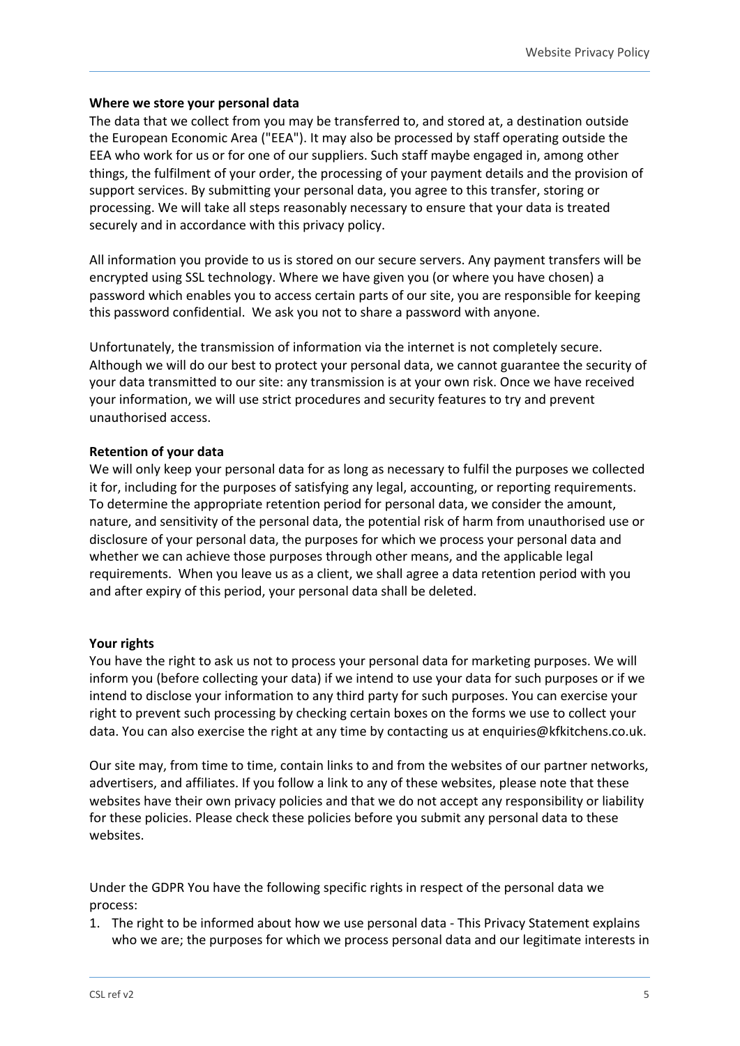**Where we store your personal data**

The data that we collect from you may be transferred to, and stored at, a destination outside the European Economic Area ("EEA"). It may also be processed by staff operating outside the EEA who work for us or for one of our suppliers. Such staff maybe engaged in, among other things, the fulfilment of your order, the processing of your payment details and the provision of support services. By submitting your personal data, you agree to this transfer, storing or processing. We will take all steps reasonably necessary to ensure that your data is treated securely and in accordance with this privacy policy.

All information you provide to us is stored on our secure servers. Any payment transfers will be encrypted using SSL technology. Where we have given you (or where you have chosen) a password which enables you to access certain parts of our site, you are responsible for keeping this password confidential. We ask you not to share a password with anyone.

Unfortunately, the transmission of information via the internet is not completely secure. Although we will do our best to protect your personal data, we cannot guarantee the security of your data transmitted to our site: any transmission is at your own risk. Once we have received your information, we will use strict procedures and security features to try and prevent unauthorised access.

**Retention of your data**

We will only keep your personal data for as long as necessary to fulfil the purposes we collected it for, including for the purposes of satisfying any legal, accounting, or reporting requirements. To determine the appropriate retention period for personal data, we consider the amount, nature, and sensitivity of the personal data, the potential risk of harm from unauthorised use or disclosure of your personal data, the purposes for which we process your personal data and whether we can achieve those purposes through other means, and the applicable legal requirements. When you leave us as a client, we shall agree a data retention period with you and after expiry of this period, your personal data shall be deleted.

**Your rights**

You have the right to ask us not to process your personal data for marketing purposes. We will inform you (before collecting your data) if we intend to use your data for such purposes or if we intend to disclose your information to any third party for such purposes. You can exercise your right to prevent such processing by checking certain boxes on the forms we use to collect your data. You can also exercise the right at any time by contacting us at enquiries@kfkitchens.co.uk.

Our site may, from time to time, contain links to and from the websites of our partner networks, advertisers, and affiliates. If you follow a link to any of these websites, please note that these websites have their own privacy policies and that we do not accept any responsibility or liability for these policies. Please check these policies before you submit any personal data to these websites.

Under the GDPR You have the following specific rights in respect of the personal data we process:

1. The right to be informed about how we use personal data - This Privacy Statement explains who we are; the purposes for which we process personal data and our legitimate interests in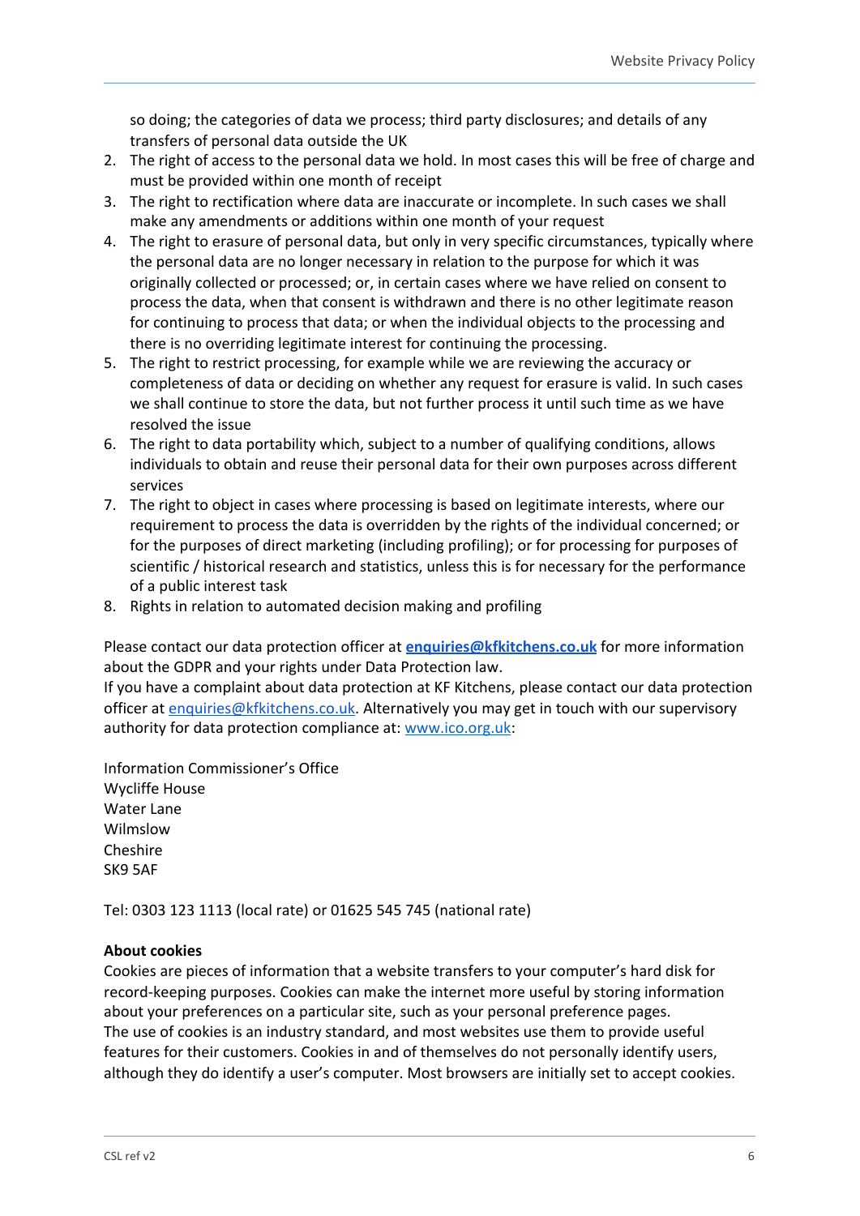so doing; the categories of data we process; third party disclosures; and details of any transfers of personal data outside the UK

2. The right of access to the personal data we hold. In most cases this will be free of charge and must be provided within one month of receipt
3. The right to rectification where data are inaccurate or incomplete. In such cases we shall make any amendments or additions within one month of your request
4. The right to erasure of personal data, but only in very specific circumstances, typically where the personal data are no longer necessary in relation to the purpose for which it was originally collected or processed; or, in certain cases where we have relied on consent to process the data, when that consent is withdrawn and there is no other legitimate reason for continuing to process that data; or when the individual objects to the processing and there is no overriding legitimate interest for continuing the processing.
5. The right to restrict processing, for example while we are reviewing the accuracy or completeness of data or deciding on whether any request for erasure is valid. In such cases we shall continue to store the data, but not further process it until such time as we have resolved the issue
6. The right to data portability which, subject to a number of qualifying conditions, allows individuals to obtain and reuse their personal data for their own purposes across different services
7. The right to object in cases where processing is based on legitimate interests, where our requirement to process the data is overridden by the rights of the individual concerned; or for the purposes of direct marketing (including profiling); or for processing for purposes of scientific / historical research and statistics, unless this is for necessary for the performance of a public interest task
8. Rights in relation to automated decision making and profiling

Please contact our data protection officer at **enquiries@kfkitchens.co.uk** for more information about the GDPR and your rights under Data Protection law.
If you have a complaint about data protection at KF Kitchens, please contact our data protection officer at enquiries@kfkitchens.co.uk. Alternatively you may get in touch with our supervisory authority for data protection compliance at: www.ico.org.uk:

Information Commissioner's Office
Wycliffe House
Water Lane
Wilmslow
Cheshire
SK9 5AF

Tel: 0303 123 1113 (local rate) or 01625 545 745 (national rate)

**About cookies**

Cookies are pieces of information that a website transfers to your computer's hard disk for record-keeping purposes. Cookies can make the internet more useful by storing information about your preferences on a particular site, such as your personal preference pages.
The use of cookies is an industry standard, and most websites use them to provide useful features for their customers. Cookies in and of themselves do not personally identify users, although they do identify a user's computer. Most browsers are initially set to accept cookies.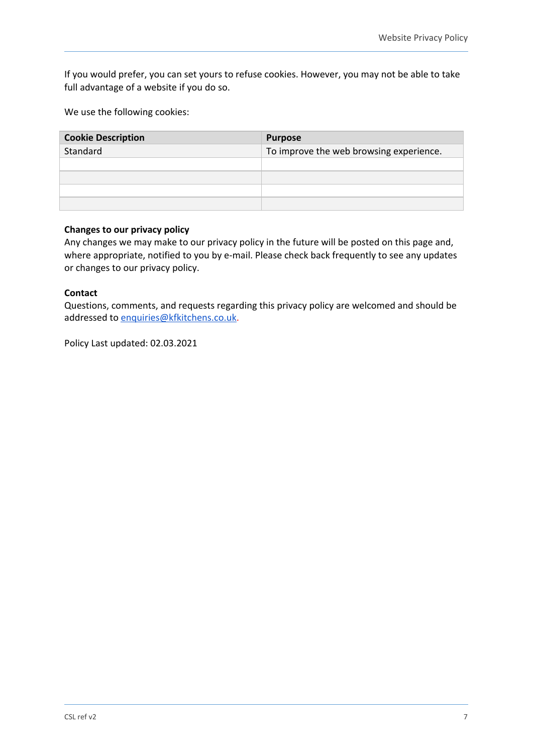If you would prefer, you can set yours to refuse cookies. However, you may not be able to take full advantage of a website if you do so.

We use the following cookies:

| Cookie Description | Purpose |
|---|---|
| Standard | To improve the web browsing experience. |
| | |
| | |
| | |
| | |

**Changes to our privacy policy**
Any changes we may make to our privacy policy in the future will be posted on this page and, where appropriate, notified to you by e-mail. Please check back frequently to see any updates or changes to our privacy policy.

**Contact**
Questions, comments, and requests regarding this privacy policy are welcomed and should be addressed to enquiries@kfkitchens.co.uk.

Policy Last updated: 02.03.2021